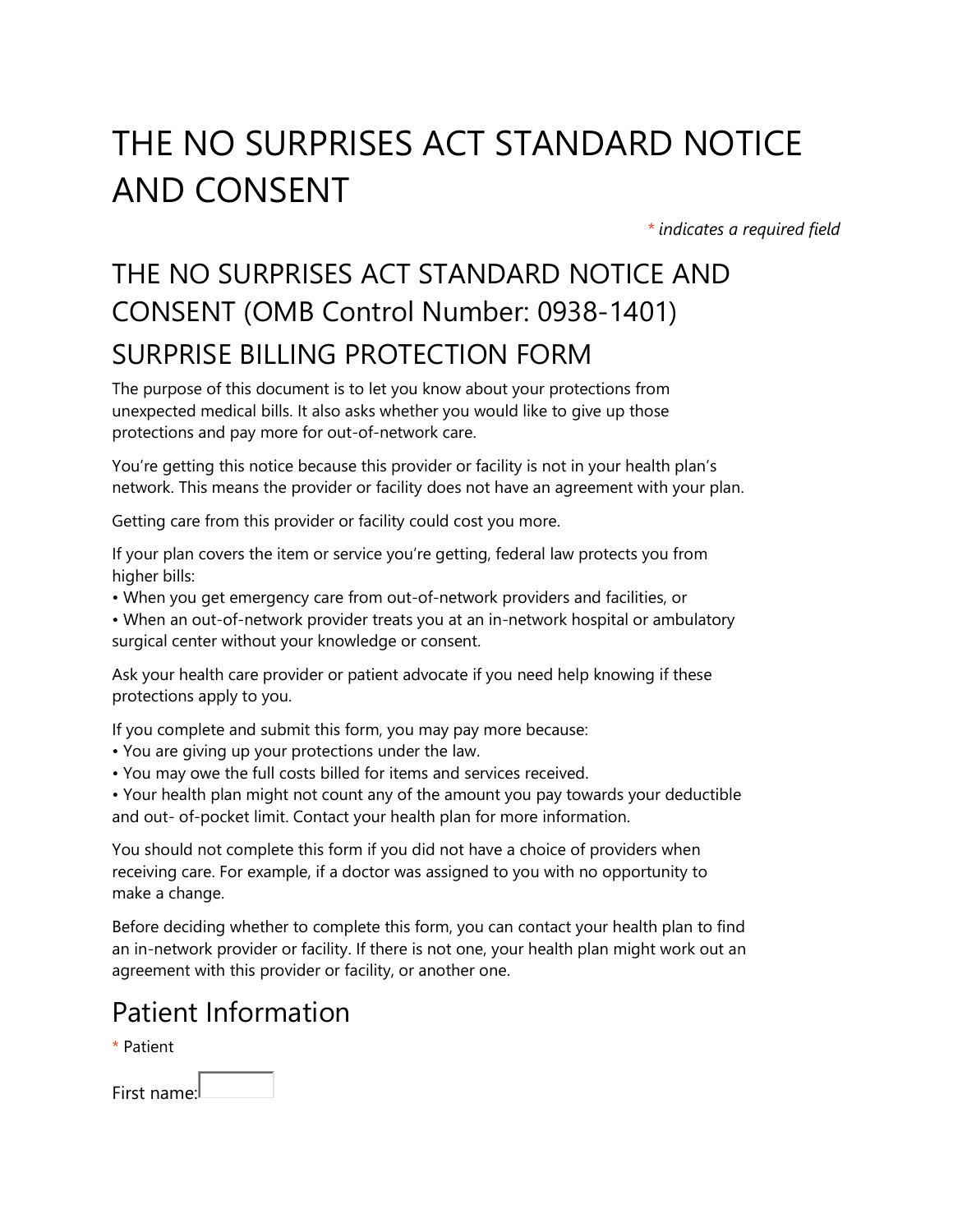# THE NO SURPRISES ACT STANDARD NOTICE AND CONSENT

*\* indicates a required field*

## THE NO SURPRISES ACT STANDARD NOTICE AND CONSENT (OMB Control Number: 0938-1401)

### SURPRISE BILLING PROTECTION FORM

The purpose of this document is to let you know about your protections from unexpected medical bills. It also asks whether you would like to give up those protections and pay more for out-of-network care.

You're getting this notice because this provider or facility is not in your health plan's network. This means the provider or facility does not have an agreement with your plan.

Getting care from this provider or facility could cost you more.

If your plan covers the item or service you're getting, federal law protects you from higher bills:

- When you get emergency care from out-of-network providers and facilities, or
- When an out-of-network provider treats you at an in-network hospital or ambulatory surgical center without your knowledge or consent.

Ask your health care provider or patient advocate if you need help knowing if these protections apply to you.

If you complete and submit this form, you may pay more because:

- You are giving up your protections under the law.
- You may owe the full costs billed for items and services received.
- Your health plan might not count any of the amount you pay towards your deductible and out- of-pocket limit. Contact your health plan for more information.

You should not complete this form if you did not have a choice of providers when receiving care. For example, if a doctor was assigned to you with no opportunity to make a change.

Before deciding whether to complete this form, you can contact your health plan to find an in-network provider or facility. If there is not one, your health plan might work out an agreement with this provider or facility, or another one.

## Patient Information

\* Patient

First name: ____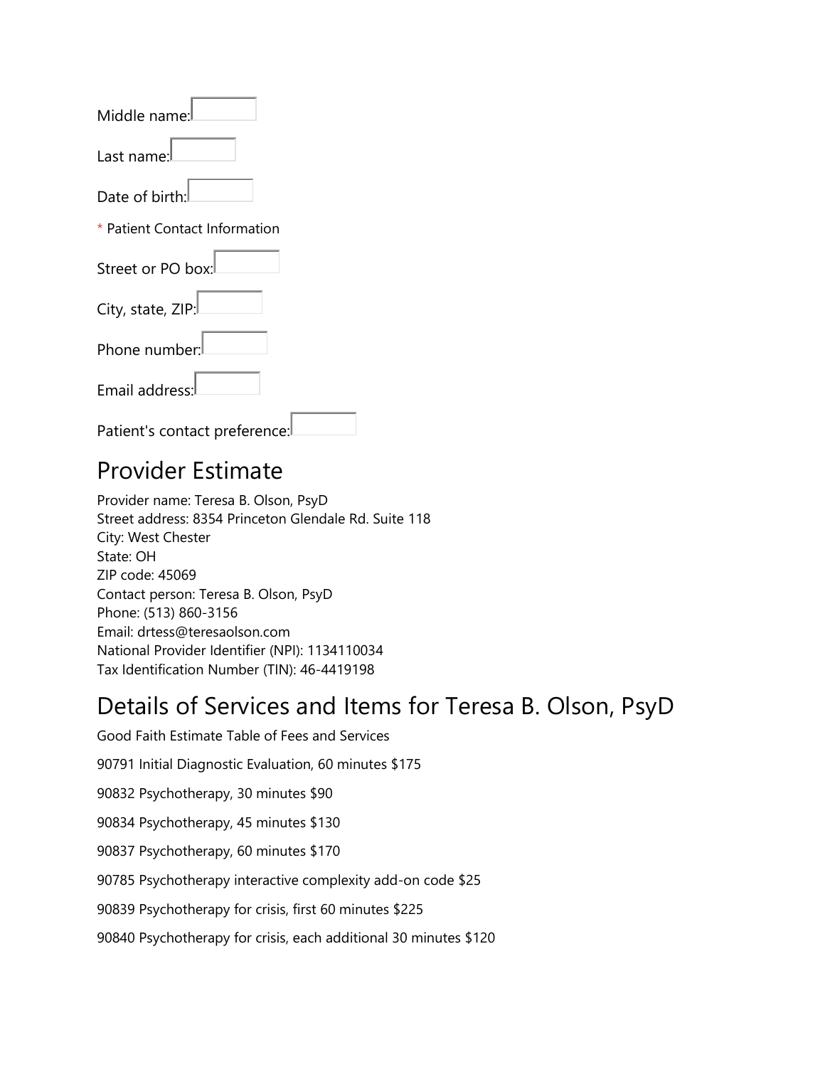Middle name:

Last name:

Date of birth:

* Patient Contact Information

Street or PO box:

City, state, ZIP:

Phone number:

Email address:

Patient's contact preference:

## Provider Estimate

Provider name: Teresa B. Olson, PsyD
Street address: 8354 Princeton Glendale Rd. Suite 118
City: West Chester
State: OH
ZIP code: 45069
Contact person: Teresa B. Olson, PsyD
Phone: (513) 860-3156
Email: drtess@teresaolson.com
National Provider Identifier (NPI): 1134110034
Tax Identification Number (TIN): 46-4419198

## Details of Services and Items for Teresa B. Olson, PsyD

Good Faith Estimate Table of Fees and Services

90791 Initial Diagnostic Evaluation, 60 minutes $175

90832 Psychotherapy, 30 minutes $90

90834 Psychotherapy, 45 minutes $130

90837 Psychotherapy, 60 minutes $170

90785 Psychotherapy interactive complexity add-on code $25

90839 Psychotherapy for crisis, first 60 minutes $225

90840 Psychotherapy for crisis, each additional 30 minutes $120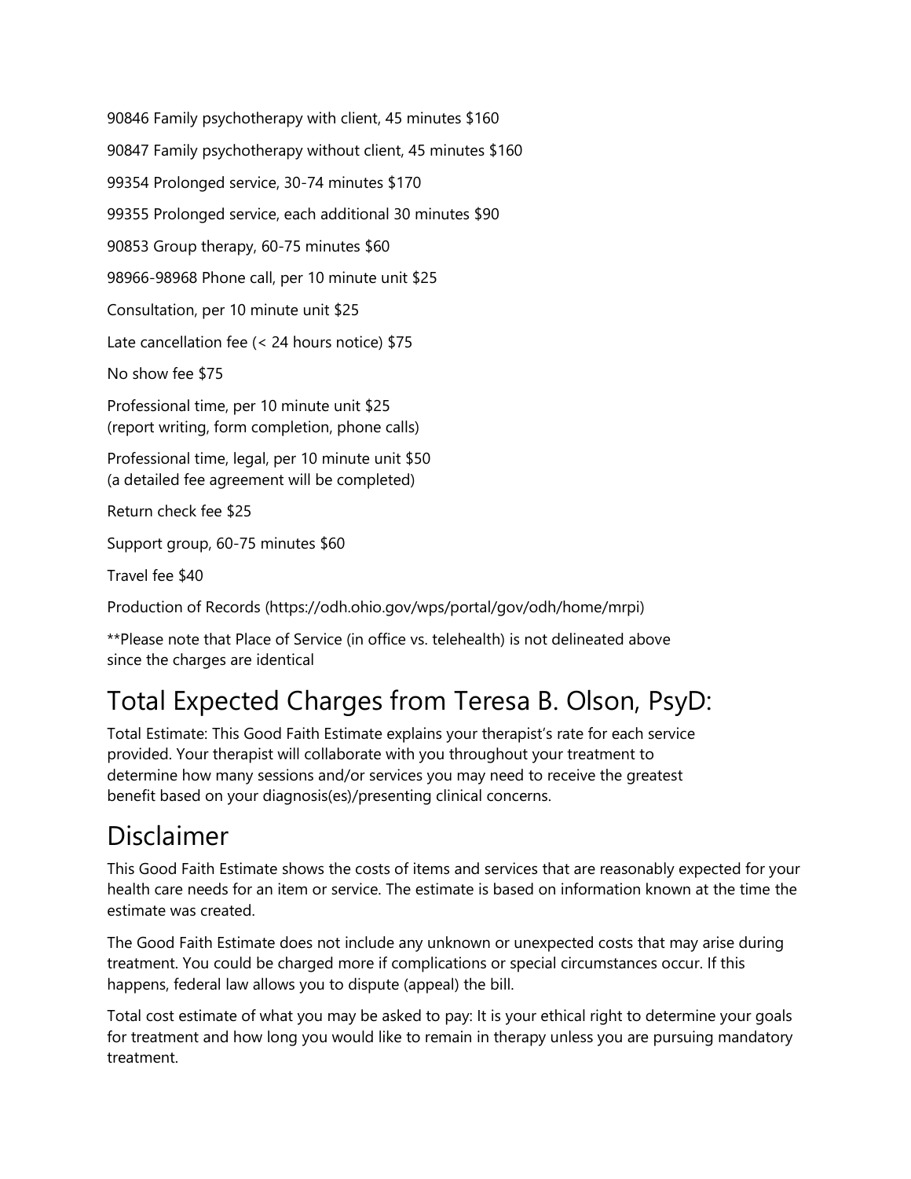90846 Family psychotherapy with client, 45 minutes $160

90847 Family psychotherapy without client, 45 minutes $160

99354 Prolonged service, 30-74 minutes $170

99355 Prolonged service, each additional 30 minutes $90

90853 Group therapy, 60-75 minutes $60

98966-98968 Phone call, per 10 minute unit $25

Consultation, per 10 minute unit $25

Late cancellation fee (< 24 hours notice) $75

No show fee $75

Professional time, per 10 minute unit $25
(report writing, form completion, phone calls)

Professional time, legal, per 10 minute unit $50
(a detailed fee agreement will be completed)

Return check fee $25

Support group, 60-75 minutes $60

Travel fee $40

Production of Records (https://odh.ohio.gov/wps/portal/gov/odh/home/mrpi)

**Please note that Place of Service (in office vs. telehealth) is not delineated above since the charges are identical

# Total Expected Charges from Teresa B. Olson, PsyD:

Total Estimate: This Good Faith Estimate explains your therapist's rate for each service provided. Your therapist will collaborate with you throughout your treatment to determine how many sessions and/or services you may need to receive the greatest benefit based on your diagnosis(es)/presenting clinical concerns.

# Disclaimer

This Good Faith Estimate shows the costs of items and services that are reasonably expected for your health care needs for an item or service. The estimate is based on information known at the time the estimate was created.

The Good Faith Estimate does not include any unknown or unexpected costs that may arise during treatment. You could be charged more if complications or special circumstances occur. If this happens, federal law allows you to dispute (appeal) the bill.

Total cost estimate of what you may be asked to pay: It is your ethical right to determine your goals for treatment and how long you would like to remain in therapy unless you are pursuing mandatory treatment.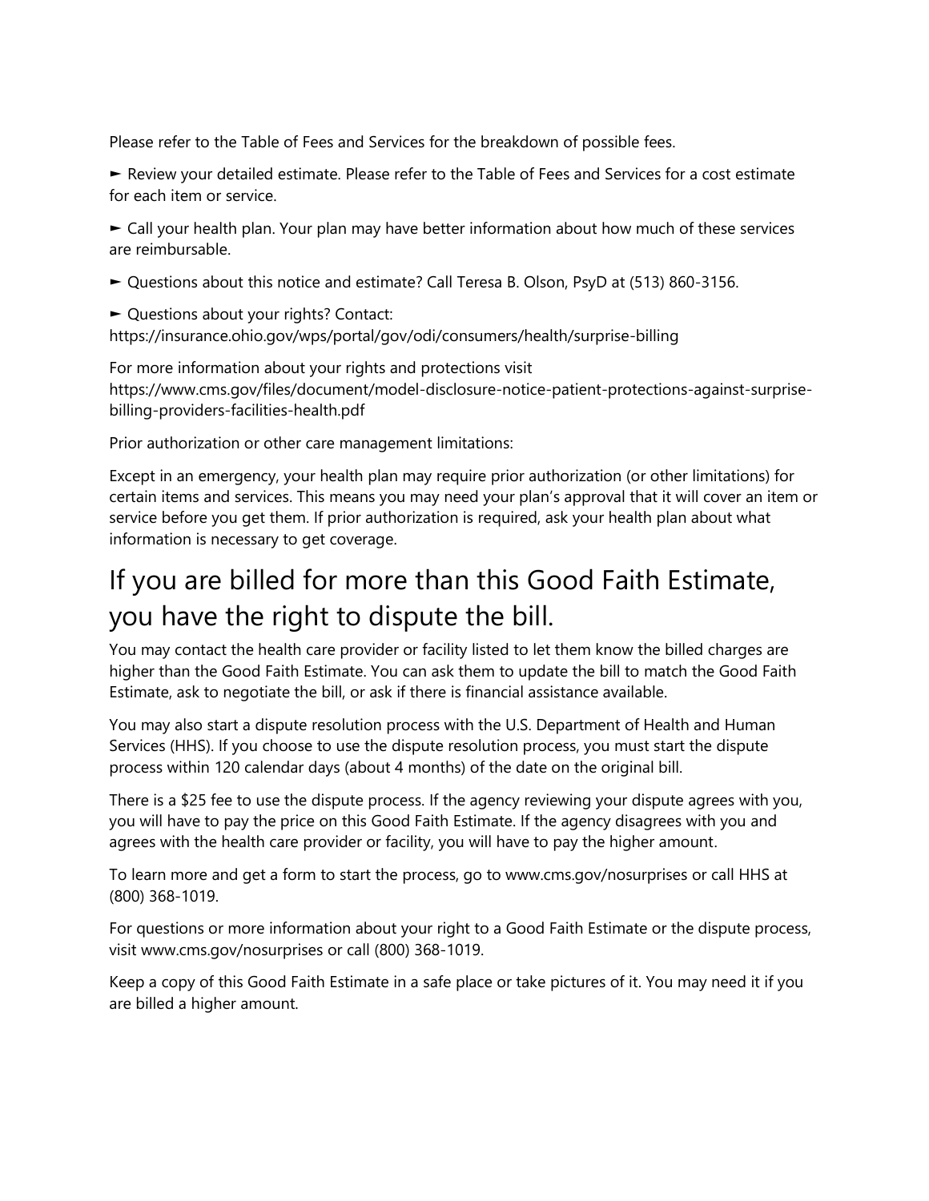Please refer to the Table of Fees and Services for the breakdown of possible fees.

► Review your detailed estimate. Please refer to the Table of Fees and Services for a cost estimate for each item or service.

► Call your health plan. Your plan may have better information about how much of these services are reimbursable.

► Questions about this notice and estimate? Call Teresa B. Olson, PsyD at (513) 860-3156.

► Questions about your rights? Contact: https://insurance.ohio.gov/wps/portal/gov/odi/consumers/health/surprise-billing

For more information about your rights and protections visit https://www.cms.gov/files/document/model-disclosure-notice-patient-protections-against-surprise-billing-providers-facilities-health.pdf

Prior authorization or other care management limitations:

Except in an emergency, your health plan may require prior authorization (or other limitations) for certain items and services. This means you may need your plan's approval that it will cover an item or service before you get them. If prior authorization is required, ask your health plan about what information is necessary to get coverage.

# If you are billed for more than this Good Faith Estimate, you have the right to dispute the bill.

You may contact the health care provider or facility listed to let them know the billed charges are higher than the Good Faith Estimate. You can ask them to update the bill to match the Good Faith Estimate, ask to negotiate the bill, or ask if there is financial assistance available.

You may also start a dispute resolution process with the U.S. Department of Health and Human Services (HHS). If you choose to use the dispute resolution process, you must start the dispute process within 120 calendar days (about 4 months) of the date on the original bill.

There is a $25 fee to use the dispute process. If the agency reviewing your dispute agrees with you, you will have to pay the price on this Good Faith Estimate. If the agency disagrees with you and agrees with the health care provider or facility, you will have to pay the higher amount.

To learn more and get a form to start the process, go to www.cms.gov/nosurprises or call HHS at (800) 368-1019.

For questions or more information about your right to a Good Faith Estimate or the dispute process, visit www.cms.gov/nosurprises or call (800) 368-1019.

Keep a copy of this Good Faith Estimate in a safe place or take pictures of it. You may need it if you are billed a higher amount.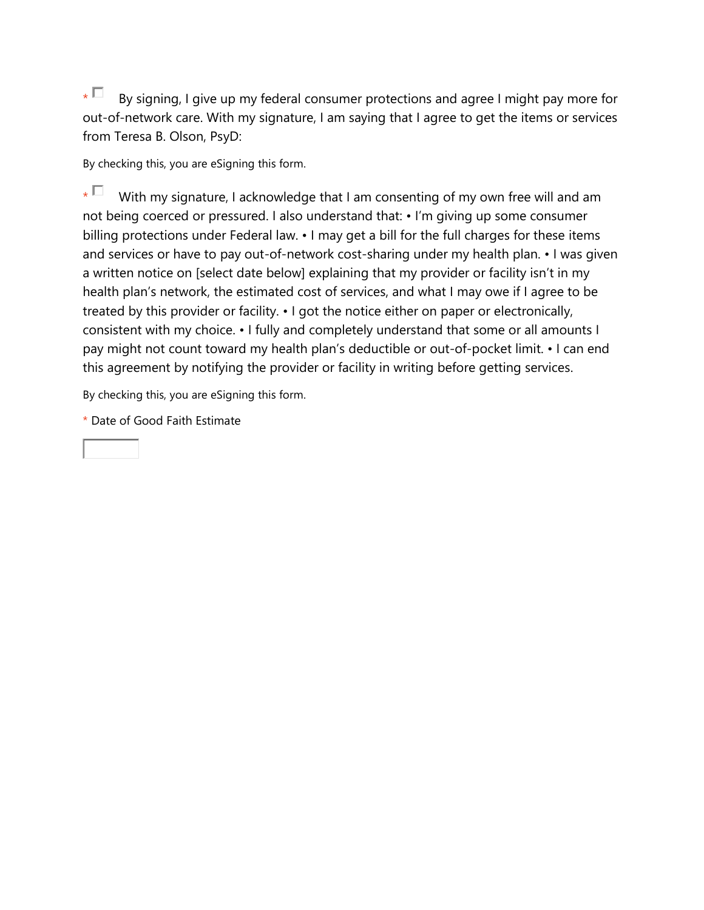\* ☐ By signing, I give up my federal consumer protections and agree I might pay more for out-of-network care. With my signature, I am saying that I agree to get the items or services from Teresa B. Olson, PsyD:

By checking this, you are eSigning this form.

\* ☐ With my signature, I acknowledge that I am consenting of my own free will and am not being coerced or pressured. I also understand that: • I'm giving up some consumer billing protections under Federal law. • I may get a bill for the full charges for these items and services or have to pay out-of-network cost-sharing under my health plan. • I was given a written notice on [select date below] explaining that my provider or facility isn't in my health plan's network, the estimated cost of services, and what I may owe if I agree to be treated by this provider or facility. • I got the notice either on paper or electronically, consistent with my choice. • I fully and completely understand that some or all amounts I pay might not count toward my health plan's deductible or out-of-pocket limit. • I can end this agreement by notifying the provider or facility in writing before getting services.

By checking this, you are eSigning this form.

\* Date of Good Faith Estimate

☐